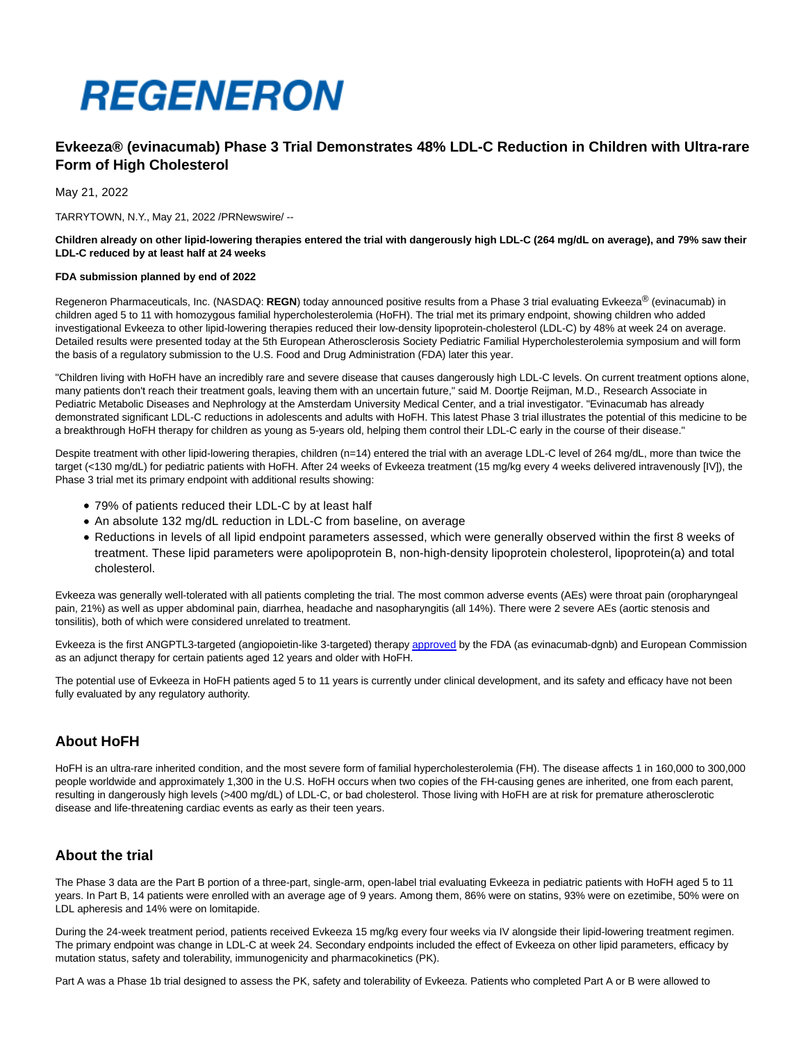# REGENERON

## Evkeeza® (evinacumab) Phase 3 Trial Demonstrates 48% LDL-C Reduction in Children with Ultra-rare Form of High Cholesterol

May 21, 2022

TARRYTOWN, N.Y., May 21, 2022 /PRNewswire/ --

**Children already on other lipid-lowering therapies entered the trial with dangerously high LDL-C (264 mg/dL on average), and 79% saw their LDL-C reduced by at least half at 24 weeks**

**FDA submission planned by end of 2022**

Regeneron Pharmaceuticals, Inc. (NASDAQ: **REGN**) today announced positive results from a Phase 3 trial evaluating Evkeeza® (evinacumab) in children aged 5 to 11 with homozygous familial hypercholesterolemia (HoFH). The trial met its primary endpoint, showing children who added investigational Evkeeza to other lipid-lowering therapies reduced their low-density lipoprotein-cholesterol (LDL-C) by 48% at week 24 on average. Detailed results were presented today at the 5th European Atherosclerosis Society Pediatric Familial Hypercholesterolemia symposium and will form the basis of a regulatory submission to the U.S. Food and Drug Administration (FDA) later this year.

"Children living with HoFH have an incredibly rare and severe disease that causes dangerously high LDL-C levels. On current treatment options alone, many patients don't reach their treatment goals, leaving them with an uncertain future," said M. Doortje Reijman, M.D., Research Associate in Pediatric Metabolic Diseases and Nephrology at the Amsterdam University Medical Center, and a trial investigator. "Evinacumab has already demonstrated significant LDL-C reductions in adolescents and adults with HoFH. This latest Phase 3 trial illustrates the potential of this medicine to be a breakthrough HoFH therapy for children as young as 5-years old, helping them control their LDL-C early in the course of their disease."

Despite treatment with other lipid-lowering therapies, children (n=14) entered the trial with an average LDL-C level of 264 mg/dL, more than twice the target (<130 mg/dL) for pediatric patients with HoFH. After 24 weeks of Evkeeza treatment (15 mg/kg every 4 weeks delivered intravenously [IV]), the Phase 3 trial met its primary endpoint with additional results showing:

- 79% of patients reduced their LDL-C by at least half
- An absolute 132 mg/dL reduction in LDL-C from baseline, on average
- Reductions in levels of all lipid endpoint parameters assessed, which were generally observed within the first 8 weeks of treatment. These lipid parameters were apolipoprotein B, non-high-density lipoprotein cholesterol, lipoprotein(a) and total cholesterol.

Evkeeza was generally well-tolerated with all patients completing the trial. The most common adverse events (AEs) were throat pain (oropharyngeal pain, 21%) as well as upper abdominal pain, diarrhea, headache and nasopharyngitis (all 14%). There were 2 severe AEs (aortic stenosis and tonsilitis), both of which were considered unrelated to treatment.

Evkeeza is the first ANGPTL3-targeted (angiopoietin-like 3-targeted) therapy approved by the FDA (as evinacumab-dgnb) and European Commission as an adjunct therapy for certain patients aged 12 years and older with HoFH.

The potential use of Evkeeza in HoFH patients aged 5 to 11 years is currently under clinical development, and its safety and efficacy have not been fully evaluated by any regulatory authority.

## About HoFH

HoFH is an ultra-rare inherited condition, and the most severe form of familial hypercholesterolemia (FH). The disease affects 1 in 160,000 to 300,000 people worldwide and approximately 1,300 in the U.S. HoFH occurs when two copies of the FH-causing genes are inherited, one from each parent, resulting in dangerously high levels (>400 mg/dL) of LDL-C, or bad cholesterol. Those living with HoFH are at risk for premature atherosclerotic disease and life-threatening cardiac events as early as their teen years.

## About the trial

The Phase 3 data are the Part B portion of a three-part, single-arm, open-label trial evaluating Evkeeza in pediatric patients with HoFH aged 5 to 11 years. In Part B, 14 patients were enrolled with an average age of 9 years. Among them, 86% were on statins, 93% were on ezetimibe, 50% were on LDL apheresis and 14% were on lomitapide.

During the 24-week treatment period, patients received Evkeeza 15 mg/kg every four weeks via IV alongside their lipid-lowering treatment regimen. The primary endpoint was change in LDL-C at week 24. Secondary endpoints included the effect of Evkeeza on other lipid parameters, efficacy by mutation status, safety and tolerability, immunogenicity and pharmacokinetics (PK).

Part A was a Phase 1b trial designed to assess the PK, safety and tolerability of Evkeeza. Patients who completed Part A or B were allowed to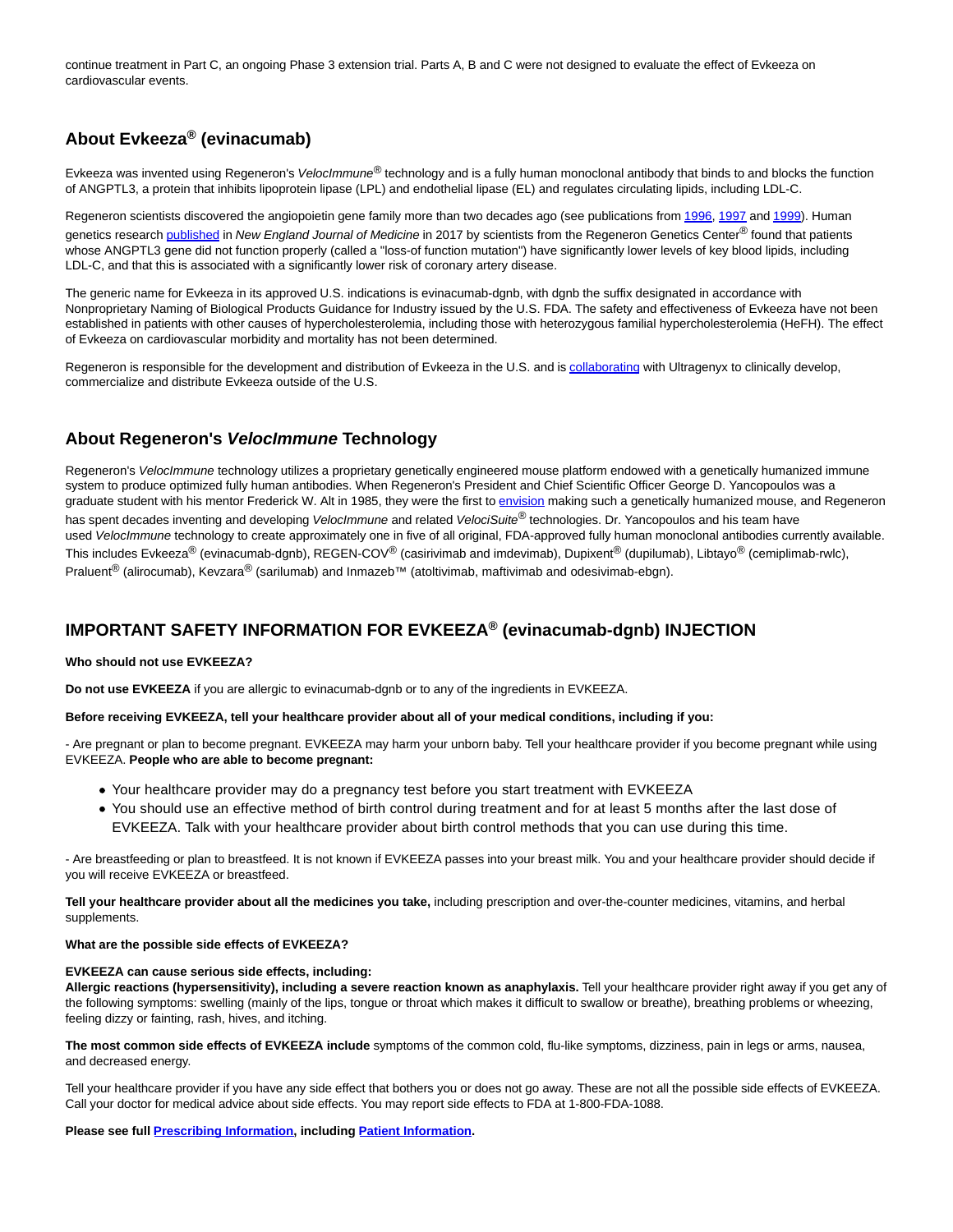continue treatment in Part C, an ongoing Phase 3 extension trial. Parts A, B and C were not designed to evaluate the effect of Evkeeza on cardiovascular events.

## About Evkeeza® (evinacumab)

Evkeeza was invented using Regeneron's *VelocImmune*® technology and is a fully human monoclonal antibody that binds to and blocks the function of ANGPTL3, a protein that inhibits lipoprotein lipase (LPL) and endothelial lipase (EL) and regulates circulating lipids, including LDL-C.

Regeneron scientists discovered the angiopoietin gene family more than two decades ago (see publications from 1996, 1997 and 1999). Human genetics research published in *New England Journal of Medicine* in 2017 by scientists from the Regeneron Genetics Center® found that patients whose ANGPTL3 gene did not function properly (called a "loss-of function mutation") have significantly lower levels of key blood lipids, including LDL-C, and that this is associated with a significantly lower risk of coronary artery disease.

The generic name for Evkeeza in its approved U.S. indications is evinacumab-dgnb, with dgnb the suffix designated in accordance with Nonproprietary Naming of Biological Products Guidance for Industry issued by the U.S. FDA. The safety and effectiveness of Evkeeza have not been established in patients with other causes of hypercholesterolemia, including those with heterozygous familial hypercholesterolemia (HeFH). The effect of Evkeeza on cardiovascular morbidity and mortality has not been determined.

Regeneron is responsible for the development and distribution of Evkeeza in the U.S. and is collaborating with Ultragenyx to clinically develop, commercialize and distribute Evkeeza outside of the U.S.

## About Regeneron's *VelocImmune* Technology

Regeneron's *VelocImmune* technology utilizes a proprietary genetically engineered mouse platform endowed with a genetically humanized immune system to produce optimized fully human antibodies. When Regeneron's President and Chief Scientific Officer George D. Yancopoulos was a graduate student with his mentor Frederick W. Alt in 1985, they were the first to envision making such a genetically humanized mouse, and Regeneron has spent decades inventing and developing *VelocImmune* and related *VelociSuite*® technologies. Dr. Yancopoulos and his team have used *VelocImmune* technology to create approximately one in five of all original, FDA-approved fully human monoclonal antibodies currently available. This includes Evkeeza® (evinacumab-dgnb), REGEN-COV® (casirivimab and imdevimab), Dupixent® (dupilumab), Libtayo® (cemiplimab-rwlc), Praluent® (alirocumab), Kevzara® (sarilumab) and Inmazeb™ (atoltivimab, maftivimab and odesivimab-ebgn).

## IMPORTANT SAFETY INFORMATION FOR EVKEEZA® (evinacumab-dgnb) INJECTION

**Who should not use EVKEEZA?**

**Do not use EVKEEZA** if you are allergic to evinacumab-dgnb or to any of the ingredients in EVKEEZA.

**Before receiving EVKEEZA, tell your healthcare provider about all of your medical conditions, including if you:**

- Are pregnant or plan to become pregnant. EVKEEZA may harm your unborn baby. Tell your healthcare provider if you become pregnant while using EVKEEZA. **People who are able to become pregnant:**

- Your healthcare provider may do a pregnancy test before you start treatment with EVKEEZA
- You should use an effective method of birth control during treatment and for at least 5 months after the last dose of EVKEEZA. Talk with your healthcare provider about birth control methods that you can use during this time.

- Are breastfeeding or plan to breastfeed. It is not known if EVKEEZA passes into your breast milk. You and your healthcare provider should decide if you will receive EVKEEZA or breastfeed.

**Tell your healthcare provider about all the medicines you take,** including prescription and over-the-counter medicines, vitamins, and herbal supplements.

**What are the possible side effects of EVKEEZA?**

**EVKEEZA can cause serious side effects, including:**
**Allergic reactions (hypersensitivity), including a severe reaction known as anaphylaxis.** Tell your healthcare provider right away if you get any of the following symptoms: swelling (mainly of the lips, tongue or throat which makes it difficult to swallow or breathe), breathing problems or wheezing, feeling dizzy or fainting, rash, hives, and itching.

**The most common side effects of EVKEEZA include** symptoms of the common cold, flu-like symptoms, dizziness, pain in legs or arms, nausea, and decreased energy.

Tell your healthcare provider if you have any side effect that bothers you or does not go away. These are not all the possible side effects of EVKEEZA. Call your doctor for medical advice about side effects. You may report side effects to FDA at 1-800-FDA-1088.

**Please see full Prescribing Information, including Patient Information.**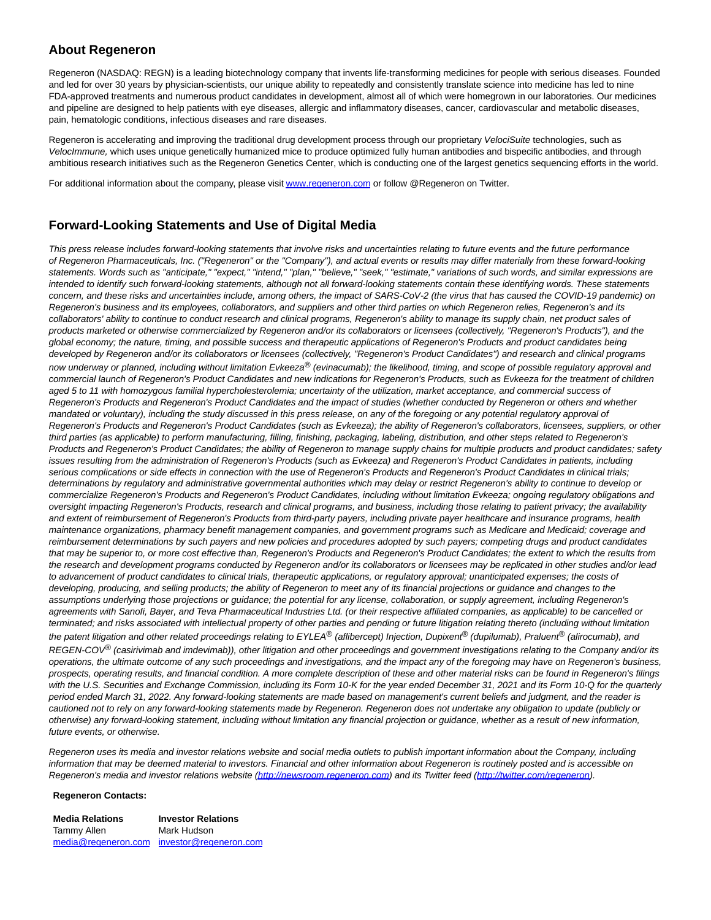## About Regeneron

Regeneron (NASDAQ: REGN) is a leading biotechnology company that invents life-transforming medicines for people with serious diseases. Founded and led for over 30 years by physician-scientists, our unique ability to repeatedly and consistently translate science into medicine has led to nine FDA-approved treatments and numerous product candidates in development, almost all of which were homegrown in our laboratories. Our medicines and pipeline are designed to help patients with eye diseases, allergic and inflammatory diseases, cancer, cardiovascular and metabolic diseases, pain, hematologic conditions, infectious diseases and rare diseases.

Regeneron is accelerating and improving the traditional drug development process through our proprietary *VelociSuite* technologies, such as *VelocImmune,* which uses unique genetically humanized mice to produce optimized fully human antibodies and bispecific antibodies, and through ambitious research initiatives such as the Regeneron Genetics Center, which is conducting one of the largest genetics sequencing efforts in the world.

For additional information about the company, please visit [www.regeneron.com](www.regeneron.com) or follow @Regeneron on Twitter.

## Forward-Looking Statements and Use of Digital Media

*This press release includes forward-looking statements that involve risks and uncertainties relating to future events and the future performance of Regeneron Pharmaceuticals, Inc. ("Regeneron" or the "Company"), and actual events or results may differ materially from these forward-looking statements. Words such as "anticipate," "expect," "intend," "plan," "believe," "seek," "estimate," variations of such words, and similar expressions are intended to identify such forward-looking statements, although not all forward-looking statements contain these identifying words. These statements concern, and these risks and uncertainties include, among others, the impact of SARS-CoV-2 (the virus that has caused the COVID-19 pandemic) on Regeneron's business and its employees, collaborators, and suppliers and other third parties on which Regeneron relies, Regeneron's and its collaborators' ability to continue to conduct research and clinical programs, Regeneron's ability to manage its supply chain, net product sales of products marketed or otherwise commercialized by Regeneron and/or its collaborators or licensees (collectively, "Regeneron's Products"), and the global economy; the nature, timing, and possible success and therapeutic applications of Regeneron's Products and product candidates being developed by Regeneron and/or its collaborators or licensees (collectively, "Regeneron's Product Candidates") and research and clinical programs now underway or planned, including without limitation Evkeeza® (evinacumab); the likelihood, timing, and scope of possible regulatory approval and commercial launch of Regeneron's Product Candidates and new indications for Regeneron's Products, such as Evkeeza for the treatment of children aged 5 to 11 with homozygous familial hypercholesterolemia; uncertainty of the utilization, market acceptance, and commercial success of Regeneron's Products and Regeneron's Product Candidates and the impact of studies (whether conducted by Regeneron or others and whether mandated or voluntary), including the study discussed in this press release, on any of the foregoing or any potential regulatory approval of Regeneron's Products and Regeneron's Product Candidates (such as Evkeeza); the ability of Regeneron's collaborators, licensees, suppliers, or other third parties (as applicable) to perform manufacturing, filling, finishing, packaging, labeling, distribution, and other steps related to Regeneron's Products and Regeneron's Product Candidates; the ability of Regeneron to manage supply chains for multiple products and product candidates; safety issues resulting from the administration of Regeneron's Products (such as Evkeeza) and Regeneron's Product Candidates in patients, including serious complications or side effects in connection with the use of Regeneron's Products and Regeneron's Product Candidates in clinical trials; determinations by regulatory and administrative governmental authorities which may delay or restrict Regeneron's ability to continue to develop or commercialize Regeneron's Products and Regeneron's Product Candidates, including without limitation Evkeeza; ongoing regulatory obligations and oversight impacting Regeneron's Products, research and clinical programs, and business, including those relating to patient privacy; the availability and extent of reimbursement of Regeneron's Products from third-party payers, including private payer healthcare and insurance programs, health maintenance organizations, pharmacy benefit management companies, and government programs such as Medicare and Medicaid; coverage and reimbursement determinations by such payers and new policies and procedures adopted by such payers; competing drugs and product candidates that may be superior to, or more cost effective than, Regeneron's Products and Regeneron's Product Candidates; the extent to which the results from the research and development programs conducted by Regeneron and/or its collaborators or licensees may be replicated in other studies and/or lead to advancement of product candidates to clinical trials, therapeutic applications, or regulatory approval; unanticipated expenses; the costs of developing, producing, and selling products; the ability of Regeneron to meet any of its financial projections or guidance and changes to the assumptions underlying those projections or guidance; the potential for any license, collaboration, or supply agreement, including Regeneron's agreements with Sanofi, Bayer, and Teva Pharmaceutical Industries Ltd. (or their respective affiliated companies, as applicable) to be cancelled or terminated; and risks associated with intellectual property of other parties and pending or future litigation relating thereto (including without limitation the patent litigation and other related proceedings relating to EYLEA® (aflibercept) Injection, Dupixent® (dupilumab), Praluent® (alirocumab), and REGEN-COV® (casirivimab and imdevimab)), other litigation and other proceedings and government investigations relating to the Company and/or its operations, the ultimate outcome of any such proceedings and investigations, and the impact any of the foregoing may have on Regeneron's business, prospects, operating results, and financial condition. A more complete description of these and other material risks can be found in Regeneron's filings with the U.S. Securities and Exchange Commission, including its Form 10-K for the year ended December 31, 2021 and its Form 10-Q for the quarterly period ended March 31, 2022. Any forward-looking statements are made based on management's current beliefs and judgment, and the reader is cautioned not to rely on any forward-looking statements made by Regeneron. Regeneron does not undertake any obligation to update (publicly or otherwise) any forward-looking statement, including without limitation any financial projection or guidance, whether as a result of new information, future events, or otherwise.*

*Regeneron uses its media and investor relations website and social media outlets to publish important information about the Company, including information that may be deemed material to investors. Financial and other information about Regeneron is routinely posted and is accessible on Regeneron's media and investor relations website ([http://newsroom.regeneron.com](http://newsroom.regeneron.com)) and its Twitter feed ([http://twitter.com/regeneron](http://twitter.com/regeneron)).*

**Regeneron Contacts:**

| **Media Relations** | **Investor Relations** |
|---|---|
| Tammy Allen | Mark Hudson |
| [media@regeneron.com](mailto:media@regeneron.com) | [investor@regeneron.com](mailto:investor@regeneron.com) |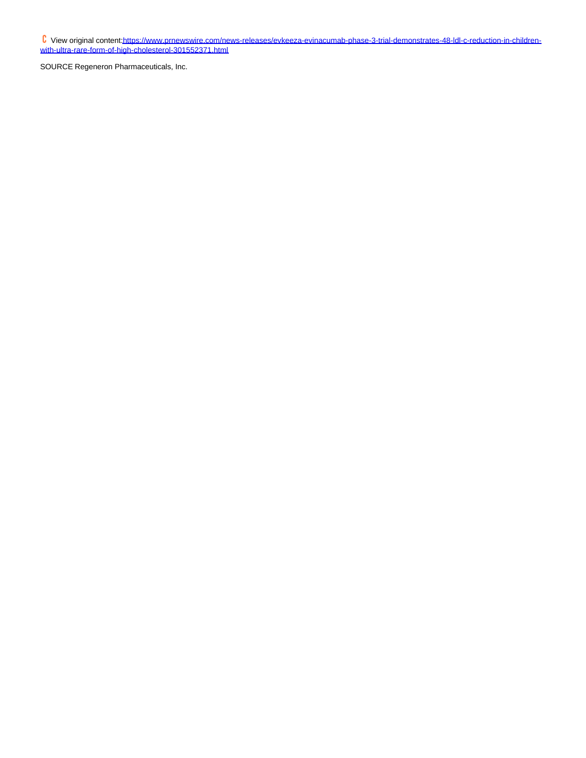View original content:[https://www.prnewswire.com/news-releases/evkeeza-evinacumab-phase-3-trial-demonstrates-48-ldl-c-reduction-in-children-with-ultra-rare-form-of-high-cholesterol-301552371.html](https://www.prnewswire.com/news-releases/evkeeza-evinacumab-phase-3-trial-demonstrates-48-ldl-c-reduction-in-children-with-ultra-rare-form-of-high-cholesterol-301552371.html)

SOURCE Regeneron Pharmaceuticals, Inc.